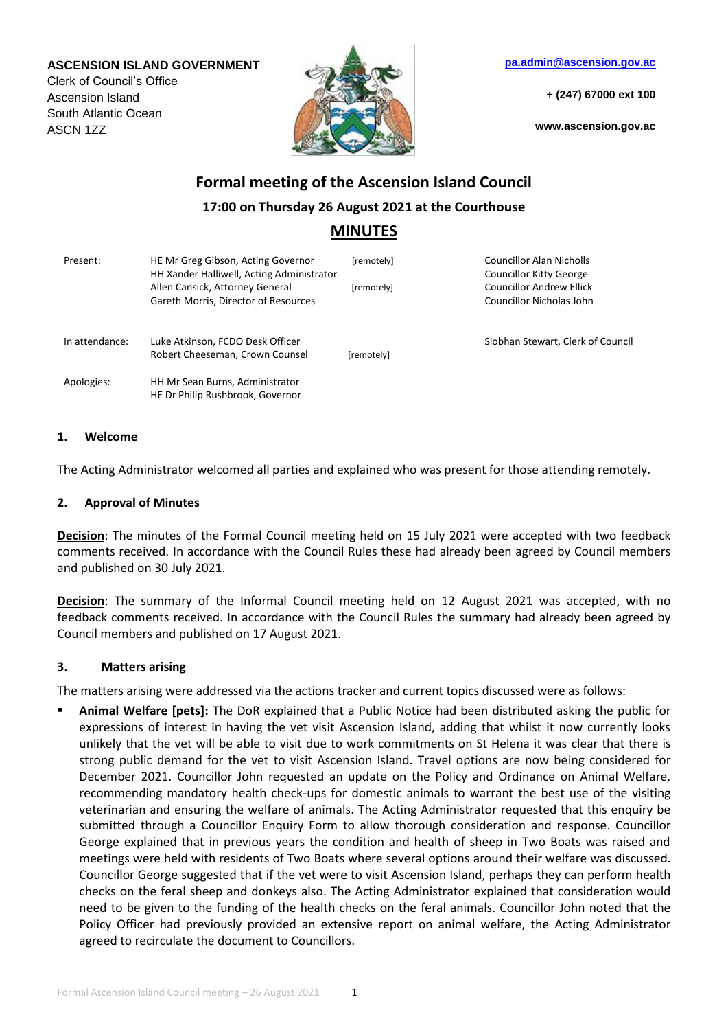**ASCENSION ISLAND GOVERNMENT**
Clerk of Council's Office
Ascension Island
South Atlantic Ocean
ASCN 1ZZ

pa.admin@ascension.gov.ac

+ (247) 67000 ext 100

www.ascension.gov.ac

# Formal meeting of the Ascension Island Council

## 17:00 on Thursday 26 August 2021 at the Courthouse

## MINUTES

| | | | |
|---|---|---|---|
| Present: | HE Mr Greg Gibson, Acting Governor | [remotely] | Councillor Alan Nicholls |
| | HH Xander Halliwell, Acting Administrator | | Councillor Kitty George |
| | Allen Cansick, Attorney General | [remotely] | Councillor Andrew Ellick |
| | Gareth Morris, Director of Resources | | Councillor Nicholas John |
| In attendance: | Luke Atkinson, FCDO Desk Officer | | Siobhan Stewart, Clerk of Council |
| | Robert Cheeseman, Crown Counsel | [remotely] | |
| Apologies: | HH Mr Sean Burns, Administrator | | |
| | HE Dr Philip Rushbrook, Governor | | |

### 1. Welcome

The Acting Administrator welcomed all parties and explained who was present for those attending remotely.

### 2. Approval of Minutes

**Decision**: The minutes of the Formal Council meeting held on 15 July 2021 were accepted with two feedback comments received. In accordance with the Council Rules these had already been agreed by Council members and published on 30 July 2021.

**Decision**: The summary of the Informal Council meeting held on 12 August 2021 was accepted, with no feedback comments received. In accordance with the Council Rules the summary had already been agreed by Council members and published on 17 August 2021.

### 3. Matters arising

The matters arising were addressed via the actions tracker and current topics discussed were as follows:

- **Animal Welfare [pets]:** The DoR explained that a Public Notice had been distributed asking the public for expressions of interest in having the vet visit Ascension Island, adding that whilst it now currently looks unlikely that the vet will be able to visit due to work commitments on St Helena it was clear that there is strong public demand for the vet to visit Ascension Island. Travel options are now being considered for December 2021. Councillor John requested an update on the Policy and Ordinance on Animal Welfare, recommending mandatory health check-ups for domestic animals to warrant the best use of the visiting veterinarian and ensuring the welfare of animals. The Acting Administrator requested that this enquiry be submitted through a Councillor Enquiry Form to allow thorough consideration and response. Councillor George explained that in previous years the condition and health of sheep in Two Boats was raised and meetings were held with residents of Two Boats where several options around their welfare was discussed. Councillor George suggested that if the vet were to visit Ascension Island, perhaps they can perform health checks on the feral sheep and donkeys also. The Acting Administrator explained that consideration would need to be given to the funding of the health checks on the feral animals. Councillor John noted that the Policy Officer had previously provided an extensive report on animal welfare, the Acting Administrator agreed to recirculate the document to Councillors.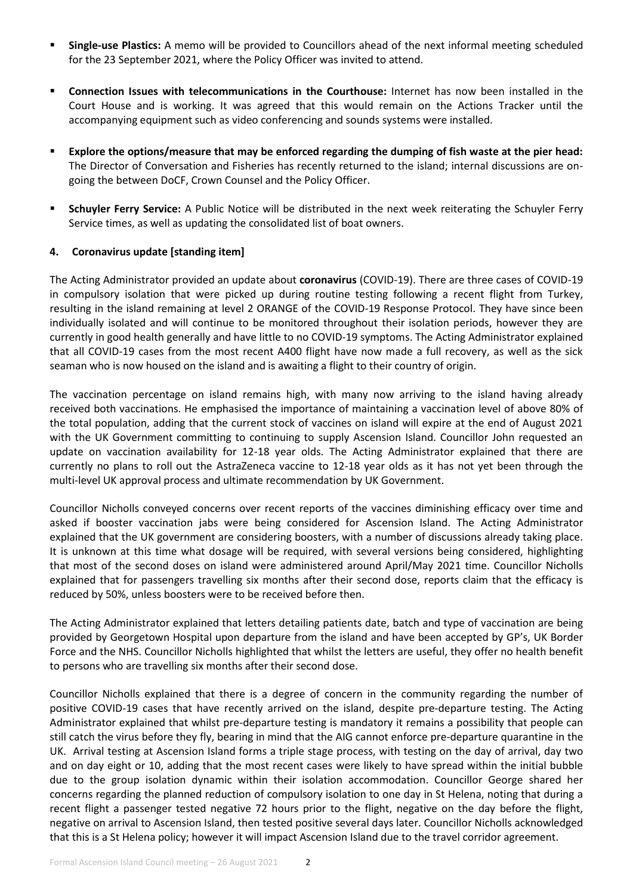- **Single-use Plastics:** A memo will be provided to Councillors ahead of the next informal meeting scheduled for the 23 September 2021, where the Policy Officer was invited to attend.

- **Connection Issues with telecommunications in the Courthouse:** Internet has now been installed in the Court House and is working. It was agreed that this would remain on the Actions Tracker until the accompanying equipment such as video conferencing and sounds systems were installed.

- **Explore the options/measure that may be enforced regarding the dumping of fish waste at the pier head:** The Director of Conversation and Fisheries has recently returned to the island; internal discussions are on-going the between DoCF, Crown Counsel and the Policy Officer.

- **Schuyler Ferry Service:** A Public Notice will be distributed in the next week reiterating the Schuyler Ferry Service times, as well as updating the consolidated list of boat owners.

#### 4. Coronavirus update [standing item]

The Acting Administrator provided an update about **coronavirus** (COVID-19). There are three cases of COVID-19 in compulsory isolation that were picked up during routine testing following a recent flight from Turkey, resulting in the island remaining at level 2 ORANGE of the COVID-19 Response Protocol. They have since been individually isolated and will continue to be monitored throughout their isolation periods, however they are currently in good health generally and have little to no COVID-19 symptoms. The Acting Administrator explained that all COVID-19 cases from the most recent A400 flight have now made a full recovery, as well as the sick seaman who is now housed on the island and is awaiting a flight to their country of origin.

The vaccination percentage on island remains high, with many now arriving to the island having already received both vaccinations. He emphasised the importance of maintaining a vaccination level of above 80% of the total population, adding that the current stock of vaccines on island will expire at the end of August 2021 with the UK Government committing to continuing to supply Ascension Island. Councillor John requested an update on vaccination availability for 12-18 year olds. The Acting Administrator explained that there are currently no plans to roll out the AstraZeneca vaccine to 12-18 year olds as it has not yet been through the multi-level UK approval process and ultimate recommendation by UK Government.

Councillor Nicholls conveyed concerns over recent reports of the vaccines diminishing efficacy over time and asked if booster vaccination jabs were being considered for Ascension Island. The Acting Administrator explained that the UK government are considering boosters, with a number of discussions already taking place. It is unknown at this time what dosage will be required, with several versions being considered, highlighting that most of the second doses on island were administered around April/May 2021 time. Councillor Nicholls explained that for passengers travelling six months after their second dose, reports claim that the efficacy is reduced by 50%, unless boosters were to be received before then.

The Acting Administrator explained that letters detailing patients date, batch and type of vaccination are being provided by Georgetown Hospital upon departure from the island and have been accepted by GP's, UK Border Force and the NHS. Councillor Nicholls highlighted that whilst the letters are useful, they offer no health benefit to persons who are travelling six months after their second dose.

Councillor Nicholls explained that there is a degree of concern in the community regarding the number of positive COVID-19 cases that have recently arrived on the island, despite pre-departure testing. The Acting Administrator explained that whilst pre-departure testing is mandatory it remains a possibility that people can still catch the virus before they fly, bearing in mind that the AIG cannot enforce pre-departure quarantine in the UK. Arrival testing at Ascension Island forms a triple stage process, with testing on the day of arrival, day two and on day eight or 10, adding that the most recent cases were likely to have spread within the initial bubble due to the group isolation dynamic within their isolation accommodation. Councillor George shared her concerns regarding the planned reduction of compulsory isolation to one day in St Helena, noting that during a recent flight a passenger tested negative 72 hours prior to the flight, negative on the day before the flight, negative on arrival to Ascension Island, then tested positive several days later. Councillor Nicholls acknowledged that this is a St Helena policy; however it will impact Ascension Island due to the travel corridor agreement.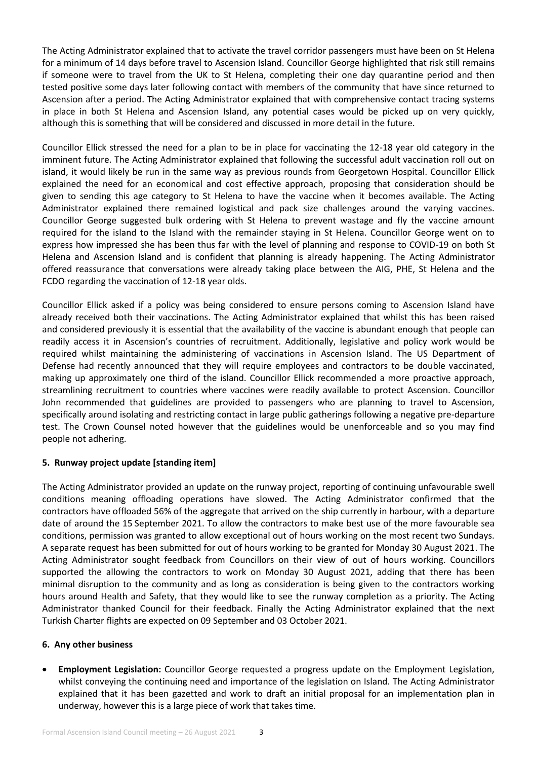The Acting Administrator explained that to activate the travel corridor passengers must have been on St Helena for a minimum of 14 days before travel to Ascension Island. Councillor George highlighted that risk still remains if someone were to travel from the UK to St Helena, completing their one day quarantine period and then tested positive some days later following contact with members of the community that have since returned to Ascension after a period. The Acting Administrator explained that with comprehensive contact tracing systems in place in both St Helena and Ascension Island, any potential cases would be picked up on very quickly, although this is something that will be considered and discussed in more detail in the future.

Councillor Ellick stressed the need for a plan to be in place for vaccinating the 12-18 year old category in the imminent future. The Acting Administrator explained that following the successful adult vaccination roll out on island, it would likely be run in the same way as previous rounds from Georgetown Hospital. Councillor Ellick explained the need for an economical and cost effective approach, proposing that consideration should be given to sending this age category to St Helena to have the vaccine when it becomes available. The Acting Administrator explained there remained logistical and pack size challenges around the varying vaccines. Councillor George suggested bulk ordering with St Helena to prevent wastage and fly the vaccine amount required for the island to the Island with the remainder staying in St Helena. Councillor George went on to express how impressed she has been thus far with the level of planning and response to COVID-19 on both St Helena and Ascension Island and is confident that planning is already happening. The Acting Administrator offered reassurance that conversations were already taking place between the AIG, PHE, St Helena and the FCDO regarding the vaccination of 12-18 year olds.

Councillor Ellick asked if a policy was being considered to ensure persons coming to Ascension Island have already received both their vaccinations. The Acting Administrator explained that whilst this has been raised and considered previously it is essential that the availability of the vaccine is abundant enough that people can readily access it in Ascension's countries of recruitment. Additionally, legislative and policy work would be required whilst maintaining the administering of vaccinations in Ascension Island. The US Department of Defense had recently announced that they will require employees and contractors to be double vaccinated, making up approximately one third of the island. Councillor Ellick recommended a more proactive approach, streamlining recruitment to countries where vaccines were readily available to protect Ascension. Councillor John recommended that guidelines are provided to passengers who are planning to travel to Ascension, specifically around isolating and restricting contact in large public gatherings following a negative pre-departure test. The Crown Counsel noted however that the guidelines would be unenforceable and so you may find people not adhering.

**5. Runway project update [standing item]**

The Acting Administrator provided an update on the runway project, reporting of continuing unfavourable swell conditions meaning offloading operations have slowed. The Acting Administrator confirmed that the contractors have offloaded 56% of the aggregate that arrived on the ship currently in harbour, with a departure date of around the 15 September 2021. To allow the contractors to make best use of the more favourable sea conditions, permission was granted to allow exceptional out of hours working on the most recent two Sundays. A separate request has been submitted for out of hours working to be granted for Monday 30 August 2021. The Acting Administrator sought feedback from Councillors on their view of out of hours working. Councillors supported the allowing the contractors to work on Monday 30 August 2021, adding that there has been minimal disruption to the community and as long as consideration is being given to the contractors working hours around Health and Safety, that they would like to see the runway completion as a priority. The Acting Administrator thanked Council for their feedback. Finally the Acting Administrator explained that the next Turkish Charter flights are expected on 09 September and 03 October 2021.

**6. Any other business**

- **Employment Legislation:** Councillor George requested a progress update on the Employment Legislation, whilst conveying the continuing need and importance of the legislation on Island. The Acting Administrator explained that it has been gazetted and work to draft an initial proposal for an implementation plan in underway, however this is a large piece of work that takes time.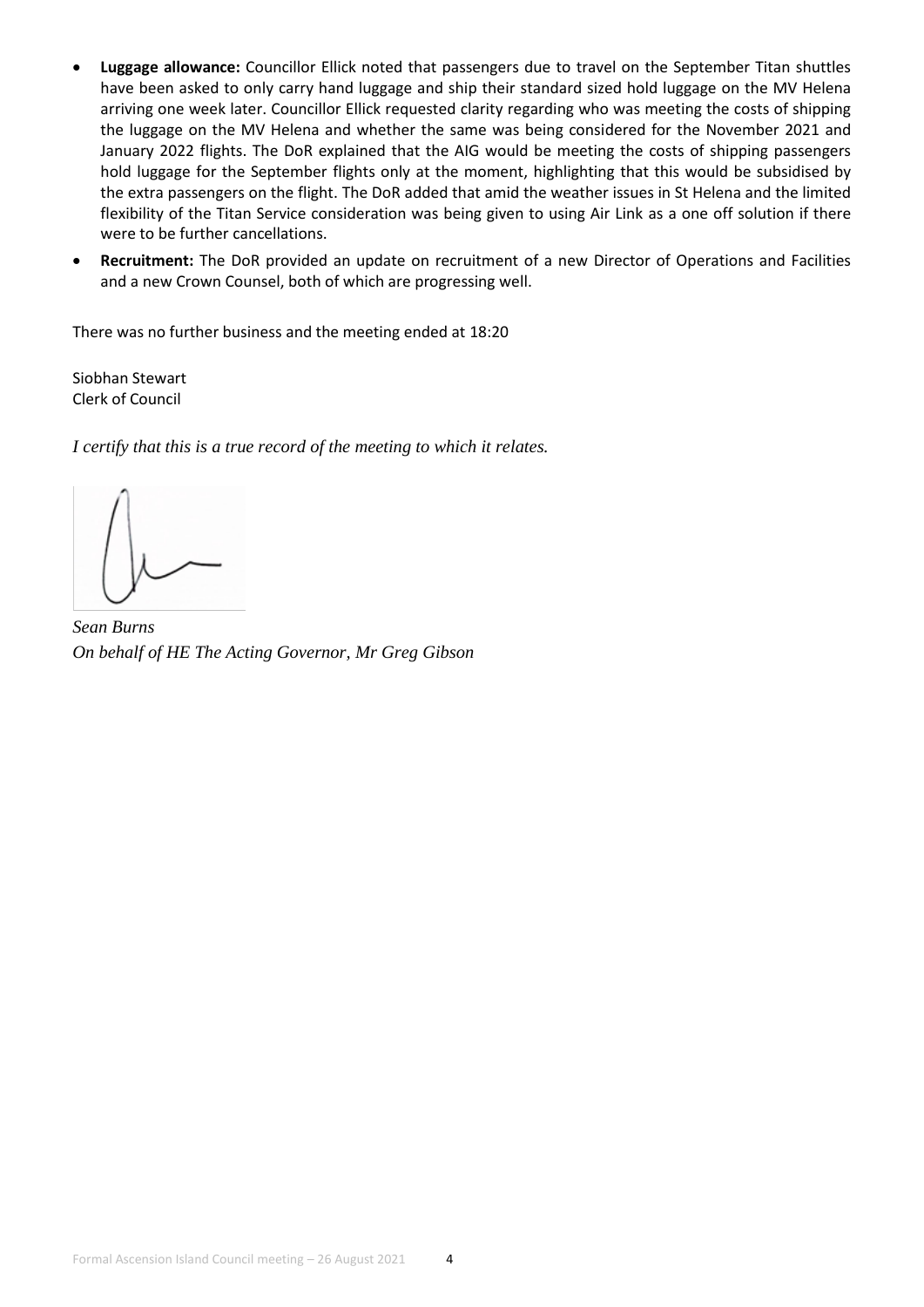- **Luggage allowance:** Councillor Ellick noted that passengers due to travel on the September Titan shuttles have been asked to only carry hand luggage and ship their standard sized hold luggage on the MV Helena arriving one week later. Councillor Ellick requested clarity regarding who was meeting the costs of shipping the luggage on the MV Helena and whether the same was being considered for the November 2021 and January 2022 flights. The DoR explained that the AIG would be meeting the costs of shipping passengers hold luggage for the September flights only at the moment, highlighting that this would be subsidised by the extra passengers on the flight. The DoR added that amid the weather issues in St Helena and the limited flexibility of the Titan Service consideration was being given to using Air Link as a one off solution if there were to be further cancellations.
- **Recruitment:** The DoR provided an update on recruitment of a new Director of Operations and Facilities and a new Crown Counsel, both of which are progressing well.

There was no further business and the meeting ended at 18:20

Siobhan Stewart
Clerk of Council

*I certify that this is a true record of the meeting to which it relates.*

*Sean Burns*
*On behalf of HE The Acting Governor, Mr Greg Gibson*